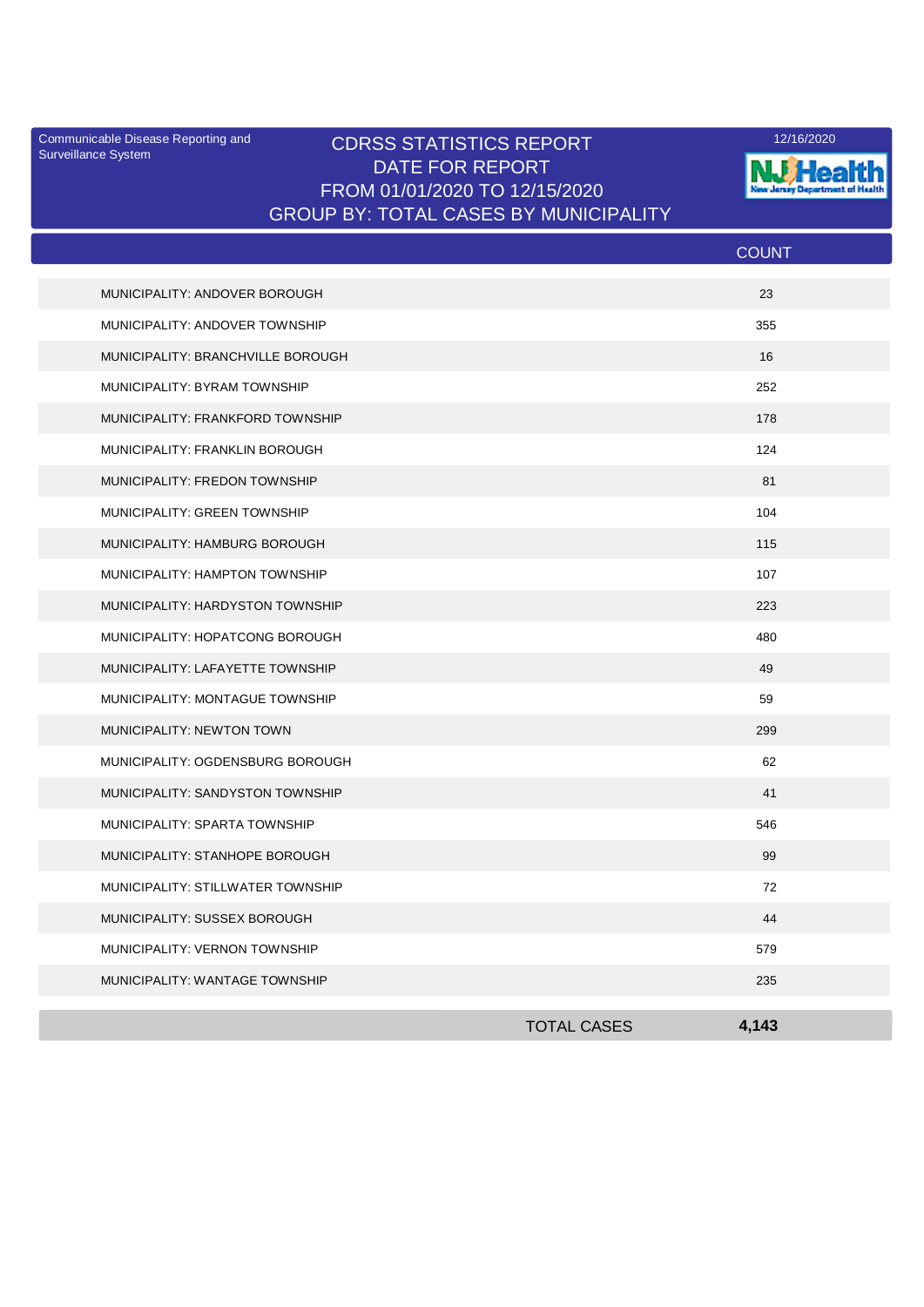Communicable Disease Reporting and Surveillance System

# CDRSS STATISTICS REPORT
## DATE FOR REPORT
## FROM 01/01/2020 TO 12/15/2020
## GROUP BY: TOTAL CASES BY MUNICIPALITY

12/16/2020

NJ Health
New Jersey Department of Health

| | COUNT |
|---|---|
| MUNICIPALITY: ANDOVER BOROUGH | 23 |
| MUNICIPALITY: ANDOVER TOWNSHIP | 355 |
| MUNICIPALITY: BRANCHVILLE BOROUGH | 16 |
| MUNICIPALITY: BYRAM TOWNSHIP | 252 |
| MUNICIPALITY: FRANKFORD TOWNSHIP | 178 |
| MUNICIPALITY: FRANKLIN BOROUGH | 124 |
| MUNICIPALITY: FREDON TOWNSHIP | 81 |
| MUNICIPALITY: GREEN TOWNSHIP | 104 |
| MUNICIPALITY: HAMBURG BOROUGH | 115 |
| MUNICIPALITY: HAMPTON TOWNSHIP | 107 |
| MUNICIPALITY: HARDYSTON TOWNSHIP | 223 |
| MUNICIPALITY: HOPATCONG BOROUGH | 480 |
| MUNICIPALITY: LAFAYETTE TOWNSHIP | 49 |
| MUNICIPALITY: MONTAGUE TOWNSHIP | 59 |
| MUNICIPALITY: NEWTON TOWN | 299 |
| MUNICIPALITY: OGDENSBURG BOROUGH | 62 |
| MUNICIPALITY: SANDYSTON TOWNSHIP | 41 |
| MUNICIPALITY: SPARTA TOWNSHIP | 546 |
| MUNICIPALITY: STANHOPE BOROUGH | 99 |
| MUNICIPALITY: STILLWATER TOWNSHIP | 72 |
| MUNICIPALITY: SUSSEX BOROUGH | 44 |
| MUNICIPALITY: VERNON TOWNSHIP | 579 |
| MUNICIPALITY: WANTAGE TOWNSHIP | 235 |
| TOTAL CASES | **4,143** |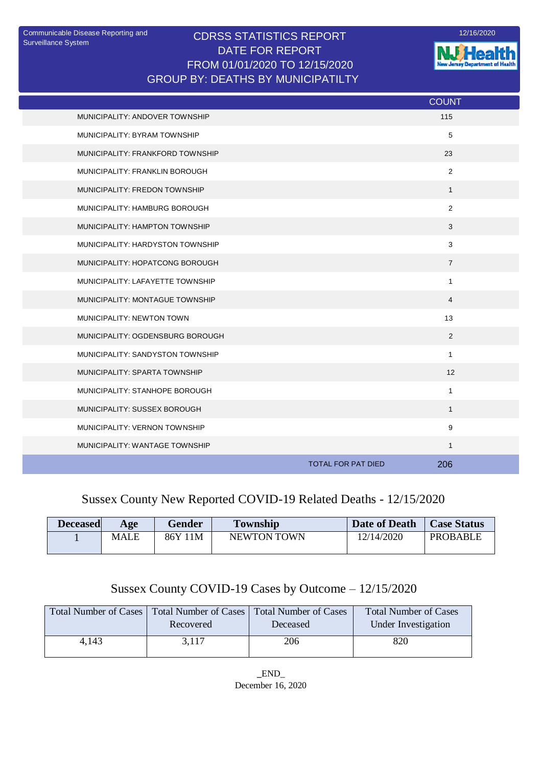Communicable Disease Reporting and Surveillance System

12/16/2020

# CDRSS STATISTICS REPORT
## DATE FOR REPORT
## FROM 01/01/2020 TO 12/15/2020
## GROUP BY: DEATHS BY MUNICIPATILTY

| | COUNT |
|---|---|
| MUNICIPALITY: ANDOVER TOWNSHIP | 115 |
| MUNICIPALITY: BYRAM TOWNSHIP | 5 |
| MUNICIPALITY: FRANKFORD TOWNSHIP | 23 |
| MUNICIPALITY: FRANKLIN BOROUGH | 2 |
| MUNICIPALITY: FREDON TOWNSHIP | 1 |
| MUNICIPALITY: HAMBURG BOROUGH | 2 |
| MUNICIPALITY: HAMPTON TOWNSHIP | 3 |
| MUNICIPALITY: HARDYSTON TOWNSHIP | 3 |
| MUNICIPALITY: HOPATCONG BOROUGH | 7 |
| MUNICIPALITY: LAFAYETTE TOWNSHIP | 1 |
| MUNICIPALITY: MONTAGUE TOWNSHIP | 4 |
| MUNICIPALITY: NEWTON TOWN | 13 |
| MUNICIPALITY: OGDENSBURG BOROUGH | 2 |
| MUNICIPALITY: SANDYSTON TOWNSHIP | 1 |
| MUNICIPALITY: SPARTA TOWNSHIP | 12 |
| MUNICIPALITY: STANHOPE BOROUGH | 1 |
| MUNICIPALITY: SUSSEX BOROUGH | 1 |
| MUNICIPALITY: VERNON TOWNSHIP | 9 |
| MUNICIPALITY: WANTAGE TOWNSHIP | 1 |
| TOTAL FOR PAT DIED | 206 |

## Sussex County New Reported COVID-19 Related Deaths - 12/15/2020

| Deceased | Age | Gender | Township | Date of Death | Case Status |
|---|---|---|---|---|---|
| 1 | MALE | 86Y 11M | NEWTON TOWN | 12/14/2020 | PROBABLE |

## Sussex County COVID-19 Cases by Outcome – 12/15/2020

| Total Number of Cases | Total Number of Cases Recovered | Total Number of Cases Deceased | Total Number of Cases Under Investigation |
|---|---|---|---|
| 4,143 | 3,117 | 206 | 820 |

_END_
December 16, 2020